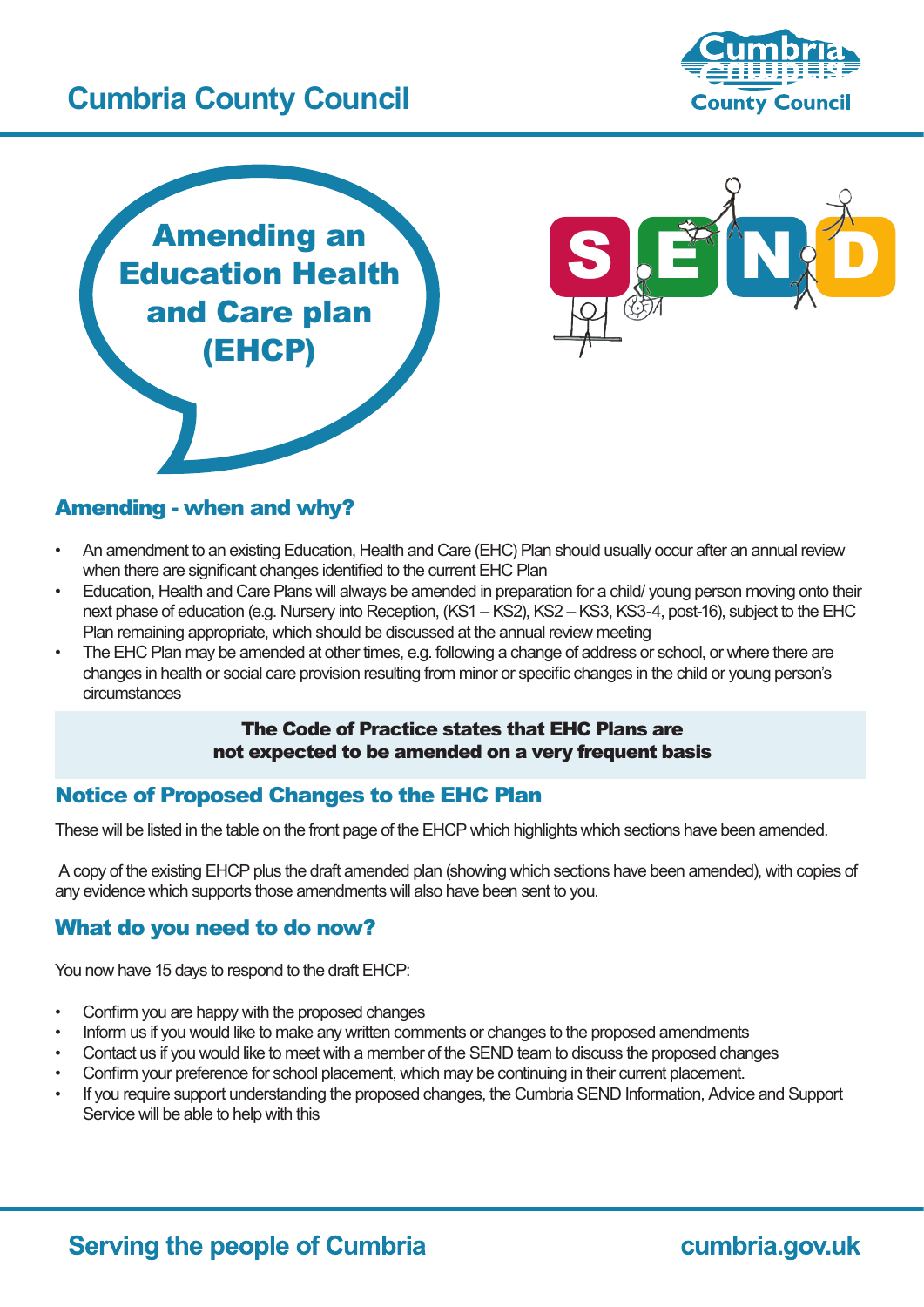Cumbria County Council

# Amending an Education Health and Care plan (EHCP)

## Amending - when and why?

- An amendment to an existing Education, Health and Care (EHC) Plan should usually occur after an annual review when there are significant changes identified to the current EHC Plan
- Education, Health and Care Plans will always be amended in preparation for a child/ young person moving onto their next phase of education (e.g. Nursery into Reception, (KS1 – KS2), KS2 – KS3, KS3-4, post-16), subject to the EHC Plan remaining appropriate, which should be discussed at the annual review meeting
- The EHC Plan may be amended at other times, e.g. following a change of address or school, or where there are changes in health or social care provision resulting from minor or specific changes in the child or young person's circumstances

**The Code of Practice states that EHC Plans are not expected to be amended on a very frequent basis**

## Notice of Proposed Changes to the EHC Plan

These will be listed in the table on the front page of the EHCP which highlights which sections have been amended.

A copy of the existing EHCP plus the draft amended plan (showing which sections have been amended), with copies of any evidence which supports those amendments will also have been sent to you.

## What do you need to do now?

You now have 15 days to respond to the draft EHCP:

- Confirm you are happy with the proposed changes
- Inform us if you would like to make any written comments or changes to the proposed amendments
- Contact us if you would like to meet with a member of the SEND team to discuss the proposed changes
- Confirm your preference for school placement, which may be continuing in their current placement.
- If you require support understanding the proposed changes, the Cumbria SEND Information, Advice and Support Service will be able to help with this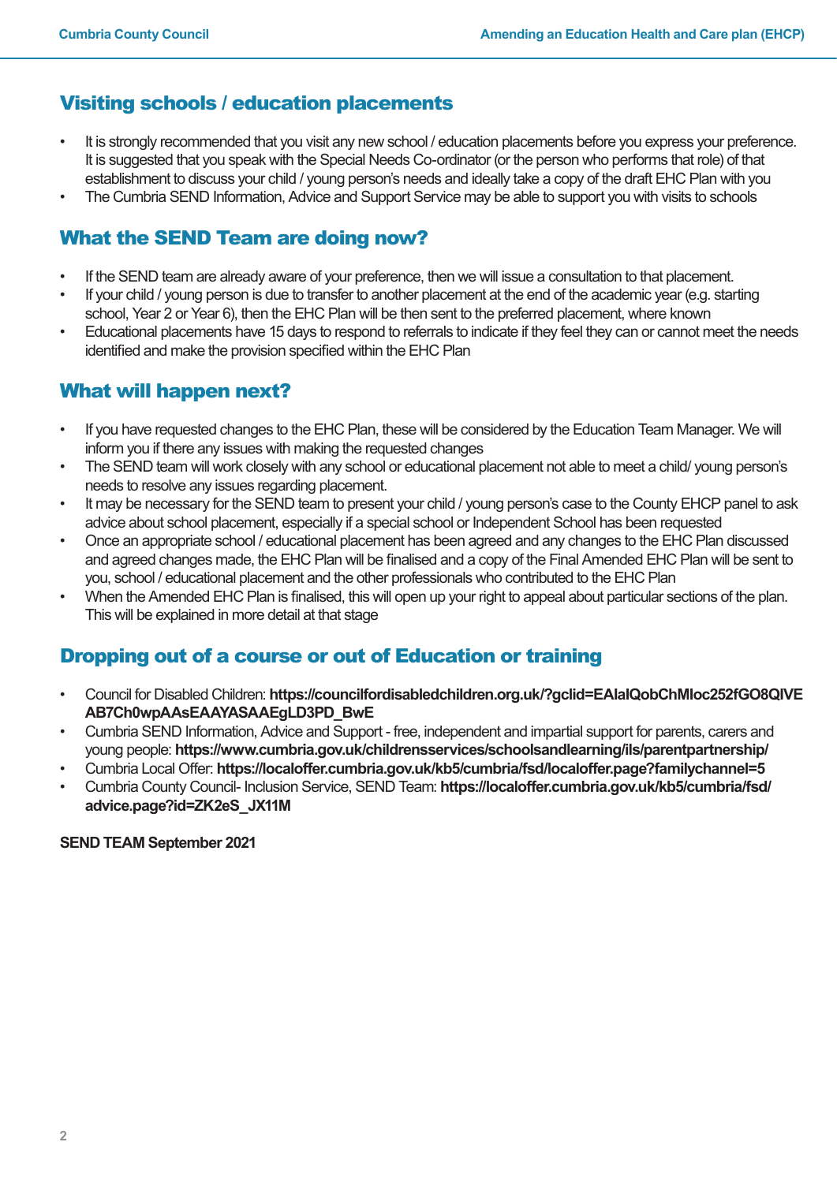## Visiting schools / education placements

- It is strongly recommended that you visit any new school / education placements before you express your preference. It is suggested that you speak with the Special Needs Co-ordinator (or the person who performs that role) of that establishment to discuss your child / young person's needs and ideally take a copy of the draft EHC Plan with you
- The Cumbria SEND Information, Advice and Support Service may be able to support you with visits to schools

## What the SEND Team are doing now?

- If the SEND team are already aware of your preference, then we will issue a consultation to that placement.
- If your child / young person is due to transfer to another placement at the end of the academic year (e.g. starting school, Year 2 or Year 6), then the EHC Plan will be then sent to the preferred placement, where known
- Educational placements have 15 days to respond to referrals to indicate if they feel they can or cannot meet the needs identified and make the provision specified within the EHC Plan

## What will happen next?

- If you have requested changes to the EHC Plan, these will be considered by the Education Team Manager. We will inform you if there any issues with making the requested changes
- The SEND team will work closely with any school or educational placement not able to meet a child/ young person's needs to resolve any issues regarding placement.
- It may be necessary for the SEND team to present your child / young person's case to the County EHCP panel to ask advice about school placement, especially if a special school or Independent School has been requested
- Once an appropriate school / educational placement has been agreed and any changes to the EHC Plan discussed and agreed changes made, the EHC Plan will be finalised and a copy of the Final Amended EHC Plan will be sent to you, school / educational placement and the other professionals who contributed to the EHC Plan
- When the Amended EHC Plan is finalised, this will open up your right to appeal about particular sections of the plan. This will be explained in more detail at that stage

## Dropping out of a course or out of Education or training

- Council for Disabled Children: **https://councilfordisabledchildren.org.uk/?gclid=EAIaIQobChMIoc252fGO8QIVEAB7Ch0wpAAsEAAYASAAEgLD3PD_BwE**
- Cumbria SEND Information, Advice and Support - free, independent and impartial support for parents, carers and young people: **https://www.cumbria.gov.uk/childrensservices/schoolsandlearning/ils/parentpartnership/**
- Cumbria Local Offer: **https://localoffer.cumbria.gov.uk/kb5/cumbria/fsd/localoffer.page?familychannel=5**
- Cumbria County Council- Inclusion Service, SEND Team: **https://localoffer.cumbria.gov.uk/kb5/cumbria/fsd/advice.page?id=ZK2eS_JX11M**

**SEND TEAM September 2021**